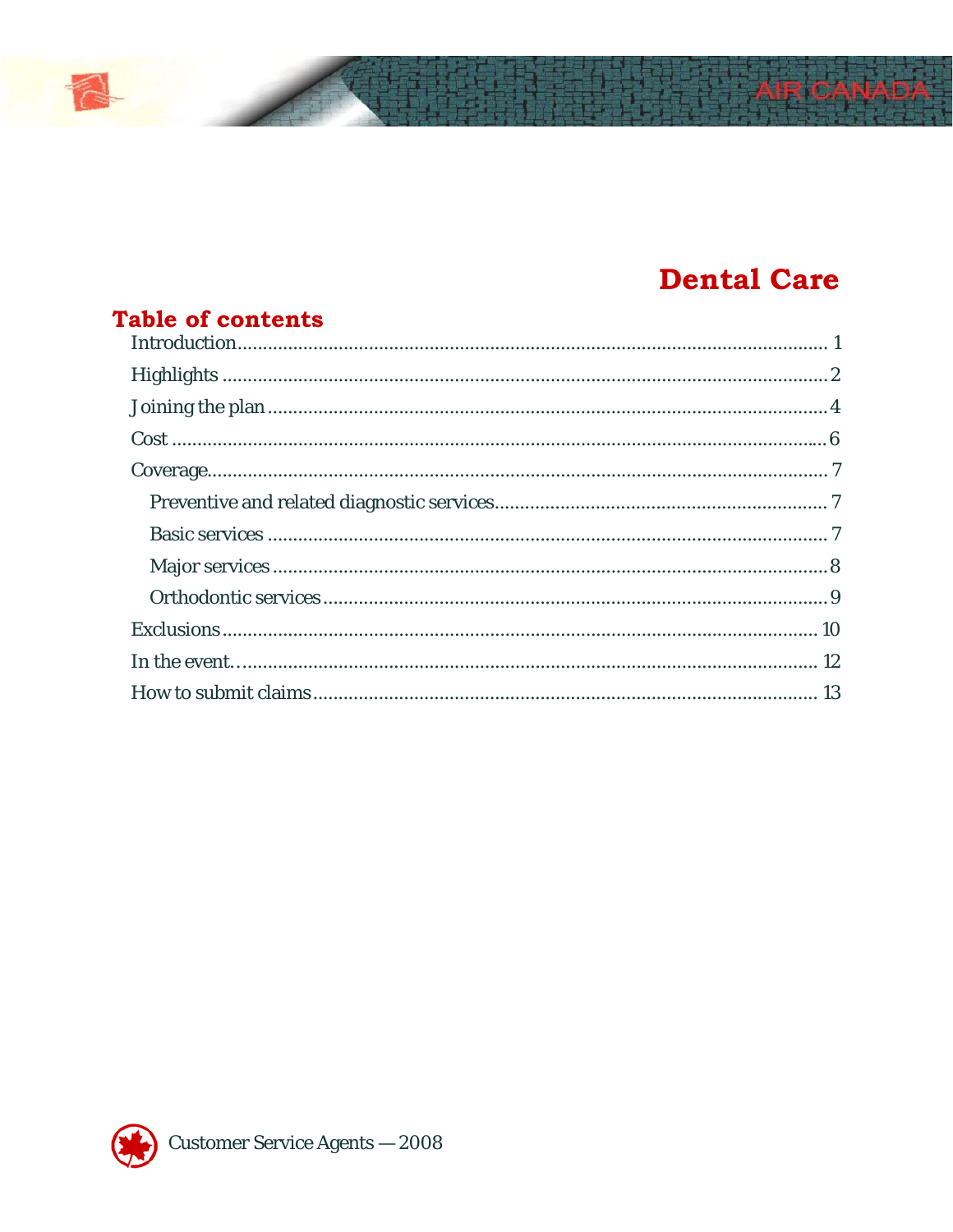# Dental Care

## Table of contents

- Introduction .......... 1
- Highlights .......... 2
- Joining the plan .......... 4
- Cost .......... 6
- Coverage .......... 7
  - Preventive and related diagnostic services .......... 7
  - Basic services .......... 7
  - Major services .......... 8
  - Orthodontic services .......... 9
- Exclusions .......... 10
- In the event… .......... 12
- How to submit claims .......... 13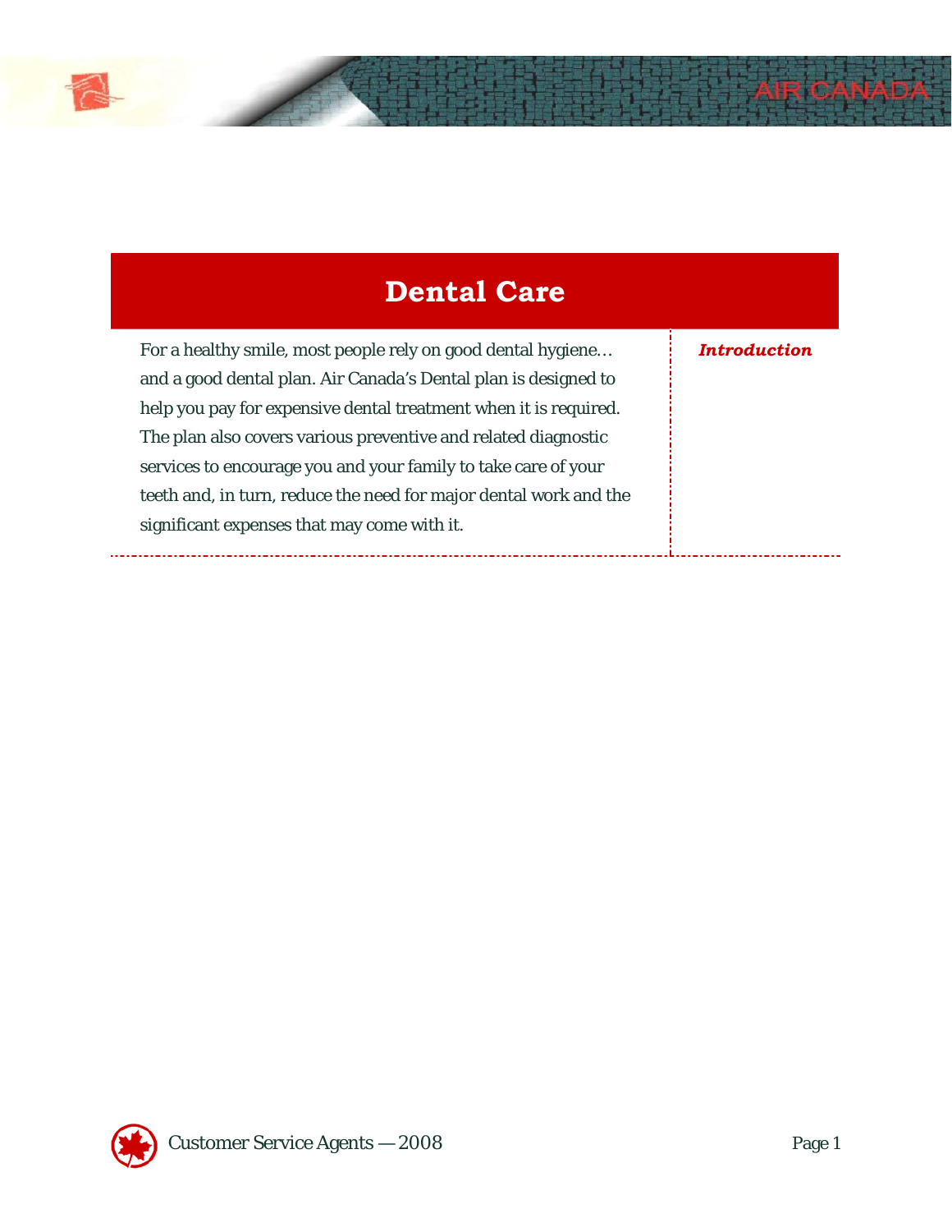# Dental Care

***Introduction***

For a healthy smile, most people rely on good dental hygiene… and a good dental plan. Air Canada's Dental plan is designed to help you pay for expensive dental treatment when it is required. The plan also covers various preventive and related diagnostic services to encourage you and your family to take care of your teeth and, in turn, reduce the need for major dental work and the significant expenses that may come with it.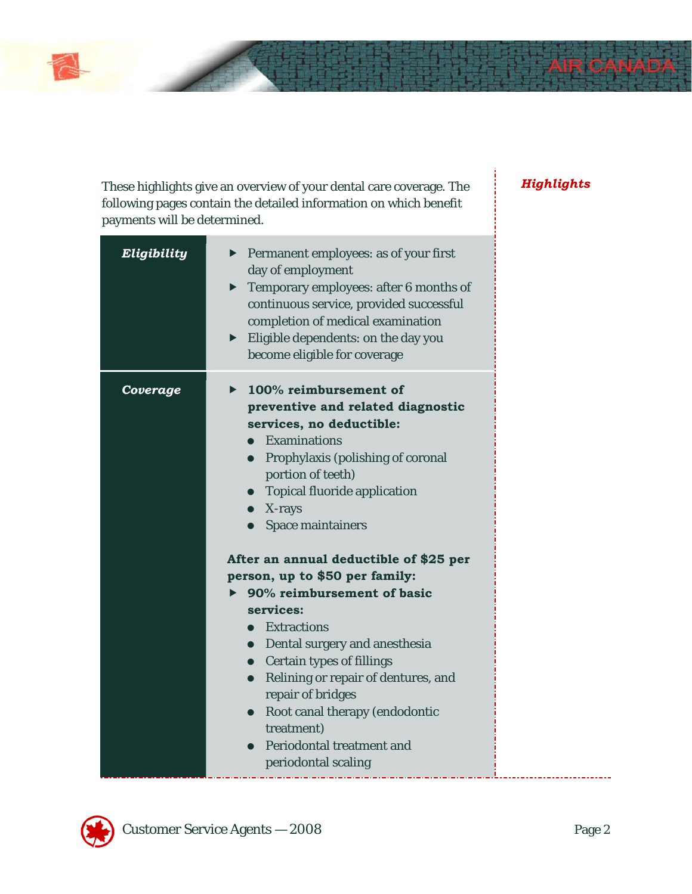## Highlights

These highlights give an overview of your dental care coverage. The following pages contain the detailed information on which benefit payments will be determined.

| | |
|---|---|
| ***Eligibility*** | ▸ Permanent employees: as of your first day of employment<br>▸ Temporary employees: after 6 months of continuous service, provided successful completion of medical examination<br>▸ Eligible dependents: on the day you become eligible for coverage |
| ***Coverage*** | ▸ **100% reimbursement of preventive and related diagnostic services, no deductible:**<br>• Examinations<br>• Prophylaxis (polishing of coronal portion of teeth)<br>• Topical fluoride application<br>• X-rays<br>• Space maintainers<br><br>**After an annual deductible of $25 per person, up to $50 per family:**<br>▸ **90% reimbursement of basic services:**<br>• Extractions<br>• Dental surgery and anesthesia<br>• Certain types of fillings<br>• Relining or repair of dentures, and repair of bridges<br>• Root canal therapy (endodontic treatment)<br>• Periodontal treatment and periodontal scaling |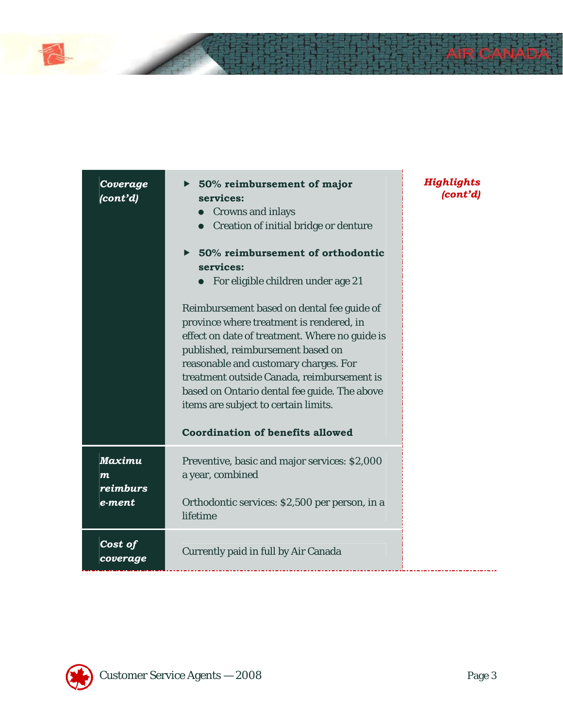***Highlights (cont'd)***

| | |
|---|---|
| ***Coverage (cont'd)*** | ▶ **50% reimbursement of major services:**<br>● Crowns and inlays<br>● Creation of initial bridge or denture<br><br>▶ **50% reimbursement of orthodontic services:**<br>● For eligible children under age 21<br><br>Reimbursement based on dental fee guide of province where treatment is rendered, in effect on date of treatment. Where no guide is published, reimbursement based on reasonable and customary charges. For treatment outside Canada, reimbursement is based on Ontario dental fee guide. The above items are subject to certain limits.<br><br>**Coordination of benefits allowed** |
| ***Maximum reimbursement*** | Preventive, basic and major services: $2,000 a year, combined<br><br>Orthodontic services: $2,500 per person, in a lifetime |
| ***Cost of coverage*** | Currently paid in full by Air Canada |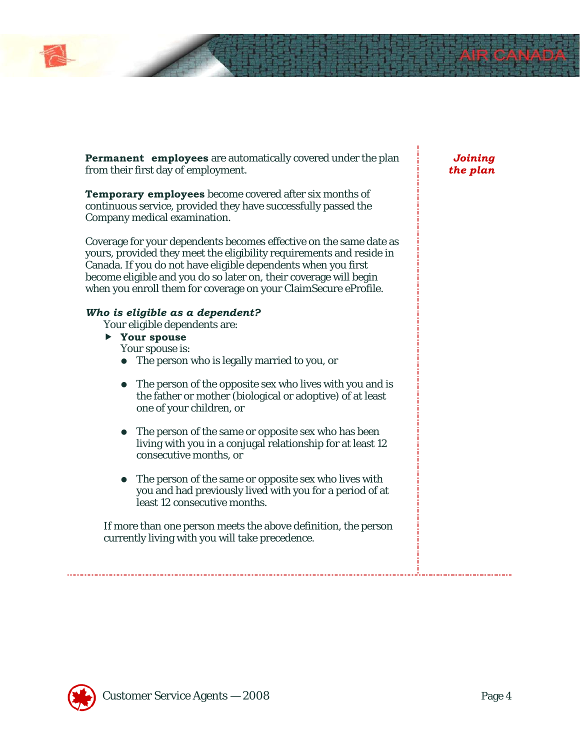## Joining the plan

**Permanent employees** are automatically covered under the plan from their first day of employment.

**Temporary employees** become covered after six months of continuous service, provided they have successfully passed the Company medical examination.

Coverage for your dependents becomes effective on the same date as yours, provided they meet the eligibility requirements and reside in Canada. If you do not have eligible dependents when you first become eligible and you do so later on, their coverage will begin when you enroll them for coverage on your ClaimSecure eProfile.

### *Who is eligible as a dependent?*

Your eligible dependents are:

- **Your spouse**

  Your spouse is:

  - The person who is legally married to you, or
  - The person of the opposite sex who lives with you and is the father or mother (biological or adoptive) of at least one of your children, or
  - The person of the same or opposite sex who has been living with you in a conjugal relationship for at least 12 consecutive months, or
  - The person of the same or opposite sex who lives with you and had previously lived with you for a period of at least 12 consecutive months.

If more than one person meets the above definition, the person currently living with you will take precedence.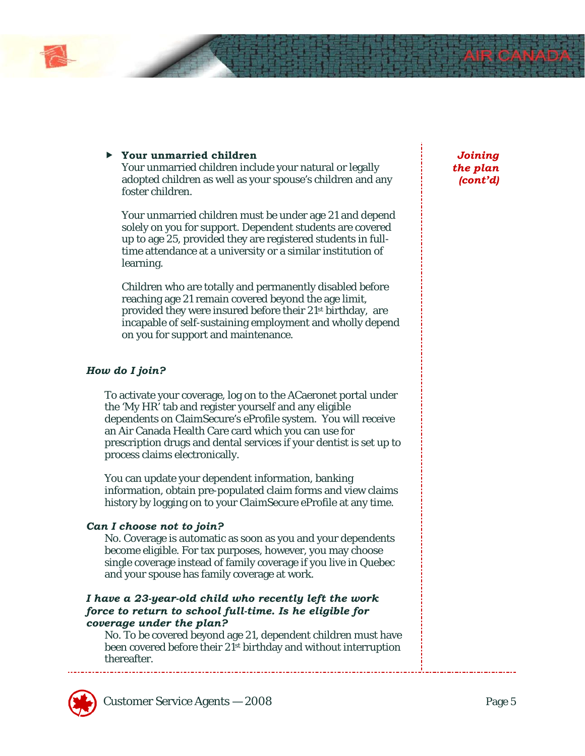*Joining the plan (cont'd)*

- **Your unmarried children**
  Your unmarried children include your natural or legally adopted children as well as your spouse's children and any foster children.

  Your unmarried children must be under age 21 and depend solely on you for support. Dependent students are covered up to age 25, provided they are registered students in full-time attendance at a university or a similar institution of learning.

  Children who are totally and permanently disabled before reaching age 21 remain covered beyond the age limit, provided they were insured before their 21st birthday, are incapable of self-sustaining employment and wholly depend on you for support and maintenance.

***How do I join?***

To activate your coverage, log on to the ACaeronet portal under the 'My HR' tab and register yourself and any eligible dependents on ClaimSecure's eProfile system. You will receive an Air Canada Health Care card which you can use for prescription drugs and dental services if your dentist is set up to process claims electronically.

You can update your dependent information, banking information, obtain pre-populated claim forms and view claims history by logging on to your ClaimSecure eProfile at any time.

***Can I choose not to join?***

No. Coverage is automatic as soon as you and your dependents become eligible. For tax purposes, however, you may choose single coverage instead of family coverage if you live in Quebec and your spouse has family coverage at work.

***I have a 23-year-old child who recently left the work force to return to school full-time. Is he eligible for coverage under the plan?***

No. To be covered beyond age 21, dependent children must have been covered before their 21st birthday and without interruption thereafter.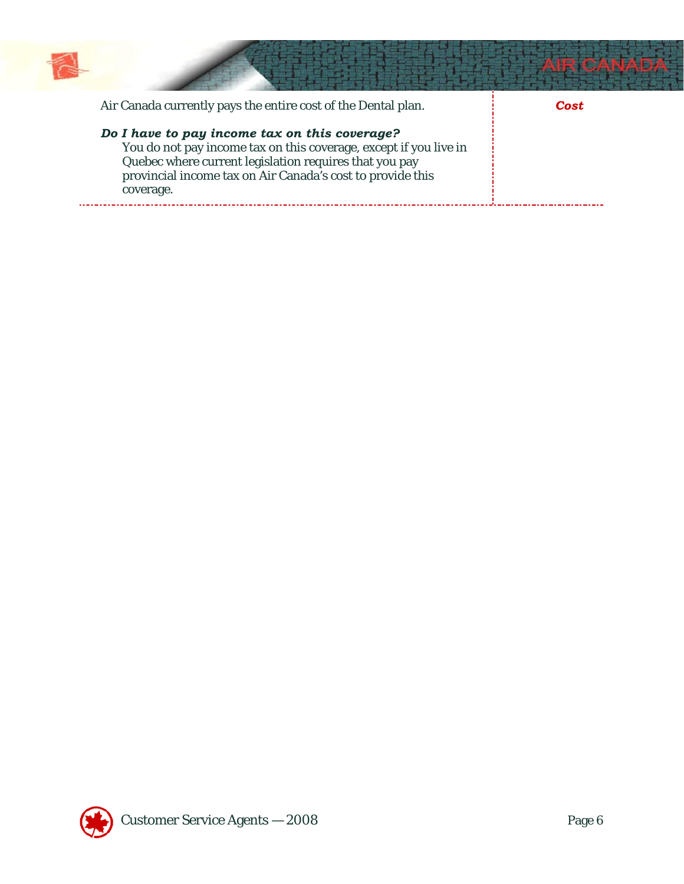**Cost**

Air Canada currently pays the entire cost of the Dental plan.

***Do I have to pay income tax on this coverage?***

You do not pay income tax on this coverage, except if you live in Quebec where current legislation requires that you pay provincial income tax on Air Canada's cost to provide this coverage.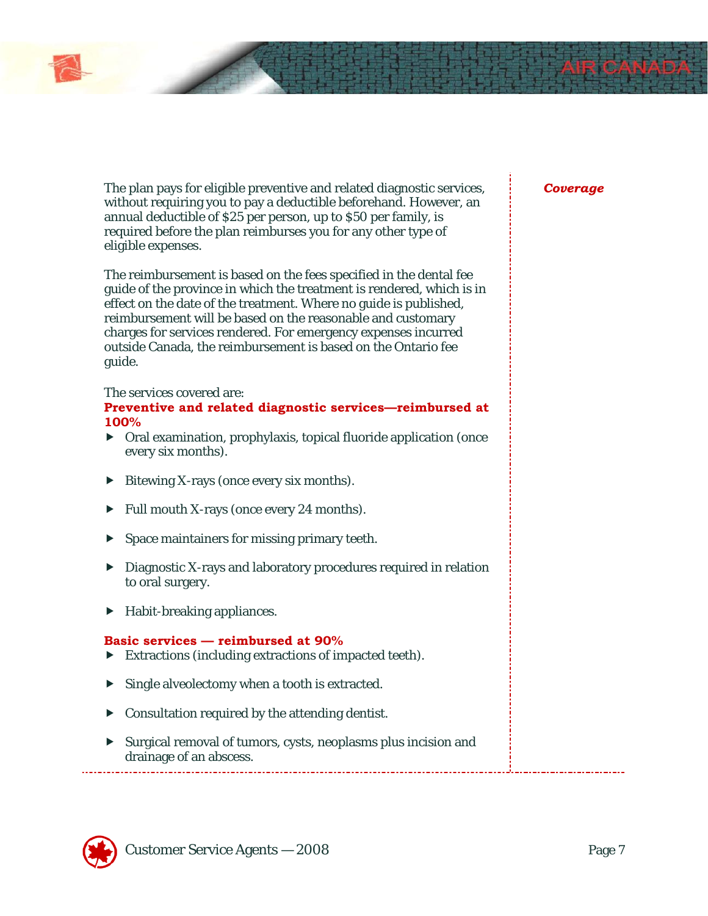*Coverage*

The plan pays for eligible preventive and related diagnostic services, without requiring you to pay a deductible beforehand. However, an annual deductible of $25 per person, up to $50 per family, is required before the plan reimburses you for any other type of eligible expenses.

The reimbursement is based on the fees specified in the dental fee guide of the province in which the treatment is rendered, which is in effect on the date of the treatment. Where no guide is published, reimbursement will be based on the reasonable and customary charges for services rendered. For emergency expenses incurred outside Canada, the reimbursement is based on the Ontario fee guide.

The services covered are:

**Preventive and related diagnostic services—reimbursed at 100%**

- Oral examination, prophylaxis, topical fluoride application (once every six months).
- Bitewing X-rays (once every six months).
- Full mouth X-rays (once every 24 months).
- Space maintainers for missing primary teeth.
- Diagnostic X-rays and laboratory procedures required in relation to oral surgery.
- Habit-breaking appliances.

**Basic services — reimbursed at 90%**

- Extractions (including extractions of impacted teeth).
- Single alveolectomy when a tooth is extracted.
- Consultation required by the attending dentist.
- Surgical removal of tumors, cysts, neoplasms plus incision and drainage of an abscess.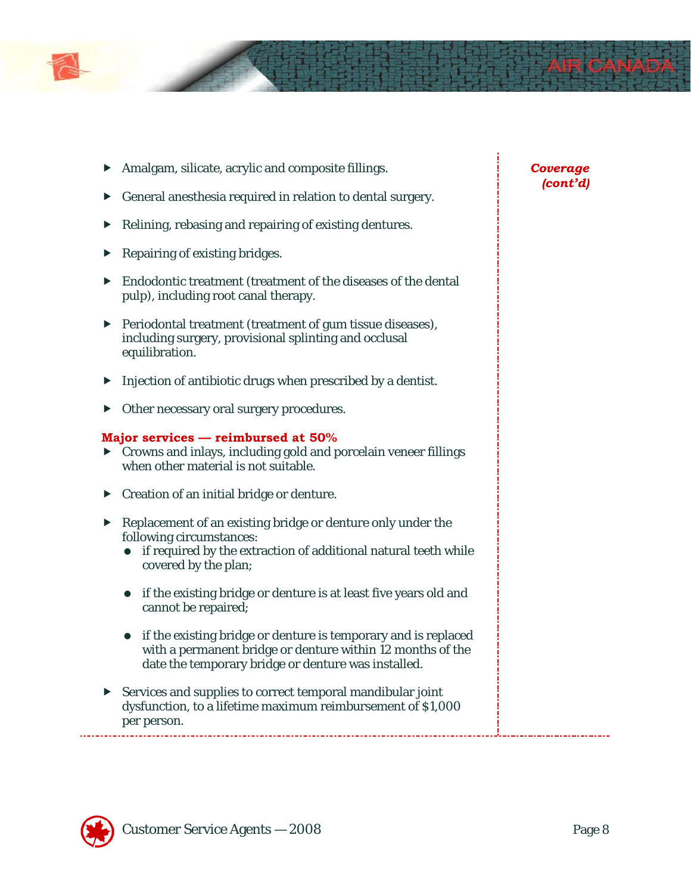*Coverage (cont'd)*

- Amalgam, silicate, acrylic and composite fillings.
- General anesthesia required in relation to dental surgery.
- Relining, rebasing and repairing of existing dentures.
- Repairing of existing bridges.
- Endodontic treatment (treatment of the diseases of the dental pulp), including root canal therapy.
- Periodontal treatment (treatment of gum tissue diseases), including surgery, provisional splinting and occlusal equilibration.
- Injection of antibiotic drugs when prescribed by a dentist.
- Other necessary oral surgery procedures.

**Major services — reimbursed at 50%**

- Crowns and inlays, including gold and porcelain veneer fillings when other material is not suitable.
- Creation of an initial bridge or denture.
- Replacement of an existing bridge or denture only under the following circumstances:
  - if required by the extraction of additional natural teeth while covered by the plan;
  - if the existing bridge or denture is at least five years old and cannot be repaired;
  - if the existing bridge or denture is temporary and is replaced with a permanent bridge or denture within 12 months of the date the temporary bridge or denture was installed.
- Services and supplies to correct temporal mandibular joint dysfunction, to a lifetime maximum reimbursement of $1,000 per person.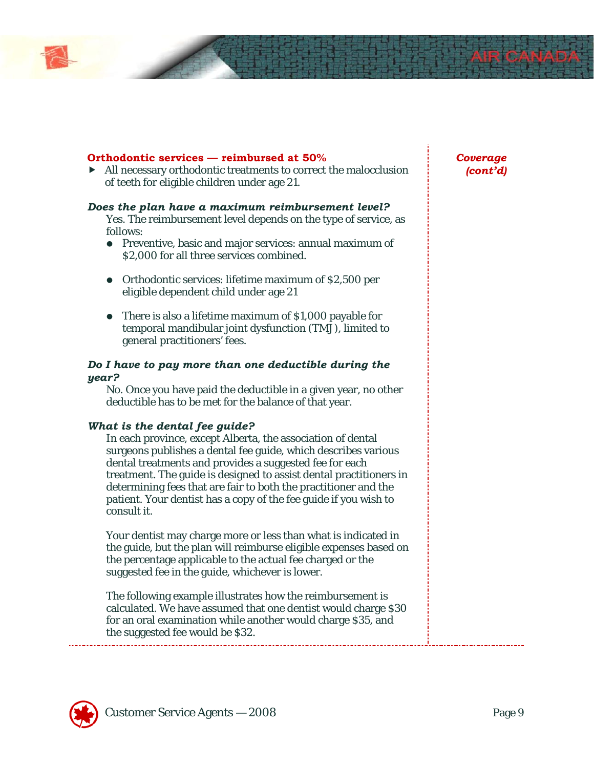**Coverage (cont'd)**

**Orthodontic services — reimbursed at 50%**

- All necessary orthodontic treatments to correct the malocclusion of teeth for eligible children under age 21.

***Does the plan have a maximum reimbursement level?***

Yes. The reimbursement level depends on the type of service, as follows:

- Preventive, basic and major services: annual maximum of $2,000 for all three services combined.
- Orthodontic services: lifetime maximum of $2,500 per eligible dependent child under age 21
- There is also a lifetime maximum of $1,000 payable for temporal mandibular joint dysfunction (TMJ), limited to general practitioners' fees.

***Do I have to pay more than one deductible during the year?***

No. Once you have paid the deductible in a given year, no other deductible has to be met for the balance of that year.

***What is the dental fee guide?***

In each province, except Alberta, the association of dental surgeons publishes a dental fee guide, which describes various dental treatments and provides a suggested fee for each treatment. The guide is designed to assist dental practitioners in determining fees that are fair to both the practitioner and the patient. Your dentist has a copy of the fee guide if you wish to consult it.

Your dentist may charge more or less than what is indicated in the guide, but the plan will reimburse eligible expenses based on the percentage applicable to the actual fee charged or the suggested fee in the guide, whichever is lower.

The following example illustrates how the reimbursement is calculated. We have assumed that one dentist would charge $30 for an oral examination while another would charge $35, and the suggested fee would be $32.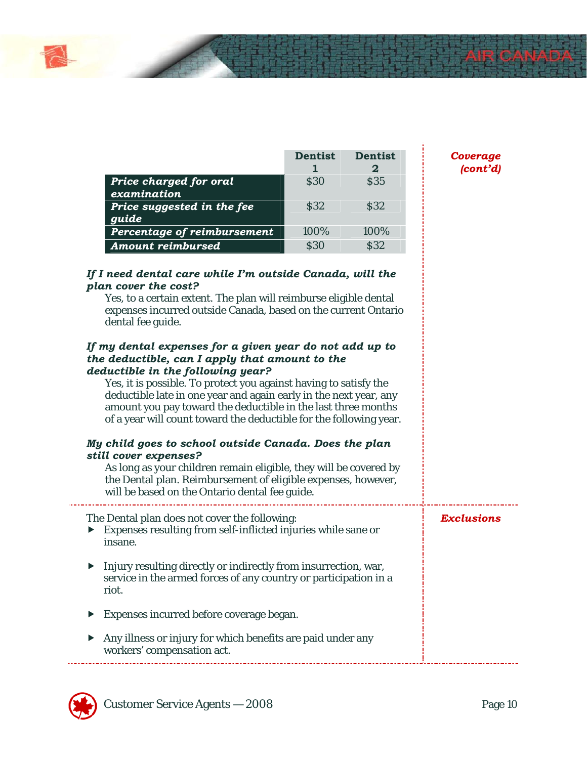*Coverage (cont'd)*

| | Dentist 1 | Dentist 2 |
|---|---|---|
| ***Price charged for oral examination*** | $30 | $35 |
| ***Price suggested in the fee guide*** | $32 | $32 |
| ***Percentage of reimbursement*** | 100% | 100% |
| ***Amount reimbursed*** | $30 | $32 |

***If I need dental care while I'm outside Canada, will the plan cover the cost?***

Yes, to a certain extent. The plan will reimburse eligible dental expenses incurred outside Canada, based on the current Ontario dental fee guide.

***If my dental expenses for a given year do not add up to the deductible, can I apply that amount to the deductible in the following year?***

Yes, it is possible. To protect you against having to satisfy the deductible late in one year and again early in the next year, any amount you pay toward the deductible in the last three months of a year will count toward the deductible for the following year.

***My child goes to school outside Canada. Does the plan still cover expenses?***

As long as your children remain eligible, they will be covered by the Dental plan. Reimbursement of eligible expenses, however, will be based on the Ontario dental fee guide.

## *Exclusions*

The Dental plan does not cover the following:

- Expenses resulting from self-inflicted injuries while sane or insane.
- Injury resulting directly or indirectly from insurrection, war, service in the armed forces of any country or participation in a riot.
- Expenses incurred before coverage began.
- Any illness or injury for which benefits are paid under any workers' compensation act.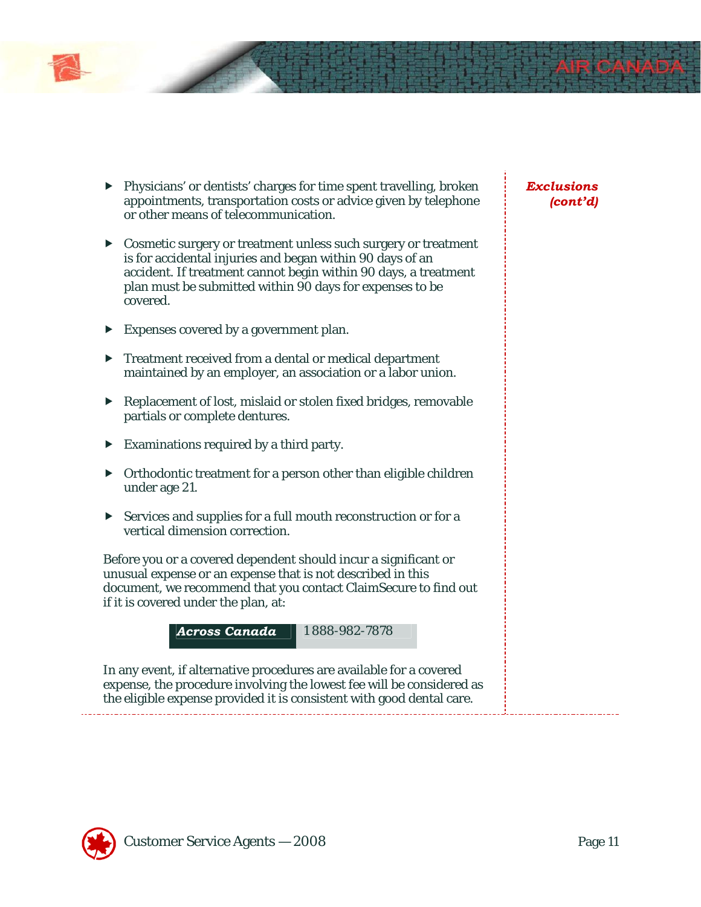*Exclusions (cont'd)*

- Physicians' or dentists' charges for time spent travelling, broken appointments, transportation costs or advice given by telephone or other means of telecommunication.
- Cosmetic surgery or treatment unless such surgery or treatment is for accidental injuries and began within 90 days of an accident. If treatment cannot begin within 90 days, a treatment plan must be submitted within 90 days for expenses to be covered.
- Expenses covered by a government plan.
- Treatment received from a dental or medical department maintained by an employer, an association or a labor union.
- Replacement of lost, mislaid or stolen fixed bridges, removable partials or complete dentures.
- Examinations required by a third party.
- Orthodontic treatment for a person other than eligible children under age 21.
- Services and supplies for a full mouth reconstruction or for a vertical dimension correction.

Before you or a covered dependent should incur a significant or unusual expense or an expense that is not described in this document, we recommend that you contact ClaimSecure to find out if it is covered under the plan, at:

| ***Across Canada*** | 1 888-982-7878 |
|---|---|

In any event, if alternative procedures are available for a covered expense, the procedure involving the lowest fee will be considered as the eligible expense provided it is consistent with good dental care.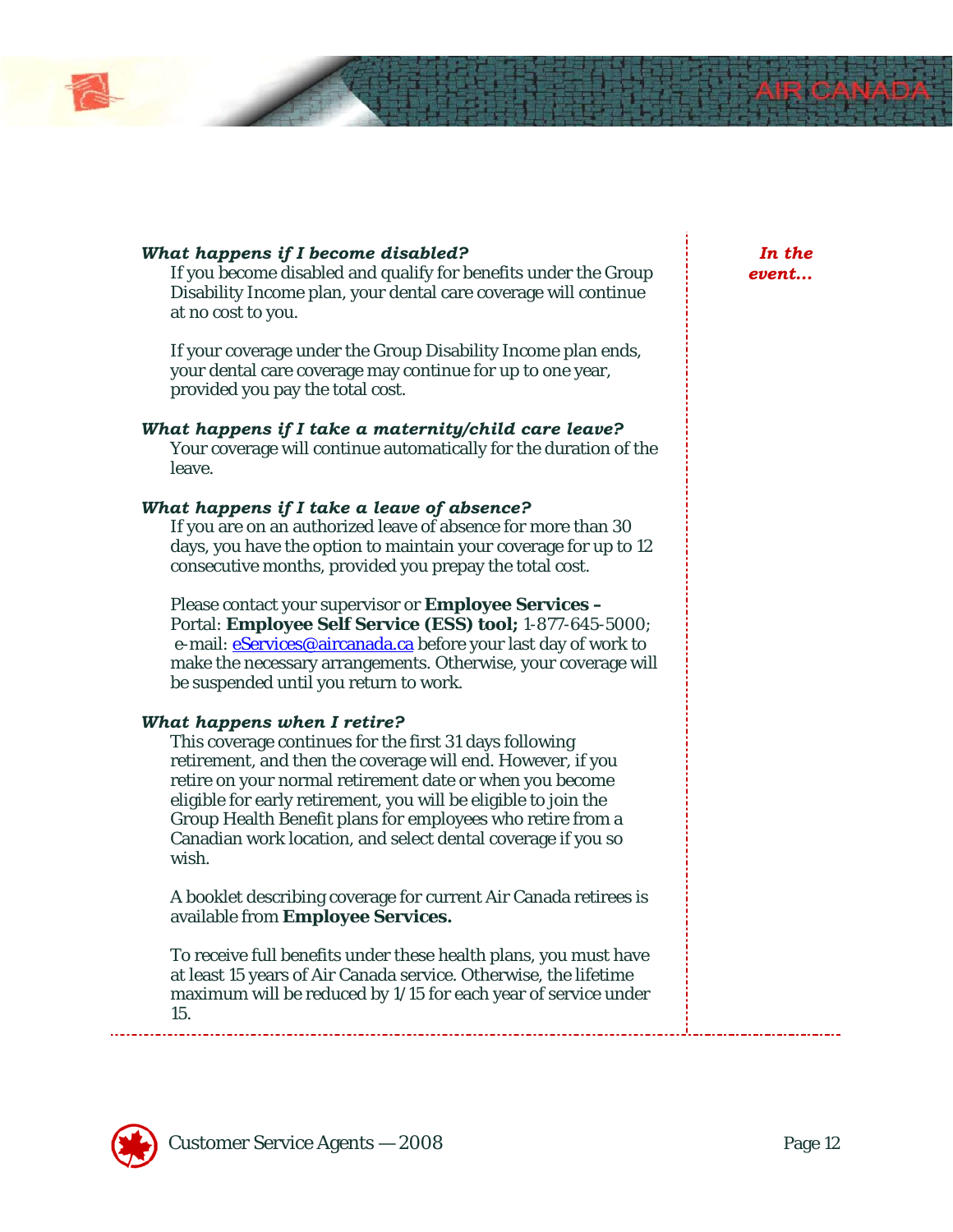### *What happens if I become disabled?*

If you become disabled and qualify for benefits under the Group Disability Income plan, your dental care coverage will continue at no cost to you.

If your coverage under the Group Disability Income plan ends, your dental care coverage may continue for up to one year, provided you pay the total cost.

### *What happens if I take a maternity/child care leave?*

Your coverage will continue automatically for the duration of the leave.

### *What happens if I take a leave of absence?*

If you are on an authorized leave of absence for more than 30 days, you have the option to maintain your coverage for up to 12 consecutive months, provided you prepay the total cost.

Please contact your supervisor or **Employee Services –** Portal: **Employee Self Service (ESS) tool;** 1-877-645-5000; e-mail: eServices@aircanada.ca before your last day of work to make the necessary arrangements. Otherwise, your coverage will be suspended until you return to work.

### *What happens when I retire?*

This coverage continues for the first 31 days following retirement, and then the coverage will end. However, if you retire on your normal retirement date or when you become eligible for early retirement, you will be eligible to join the Group Health Benefit plans for employees who retire from a Canadian work location, and select dental coverage if you so wish.

A booklet describing coverage for current Air Canada retirees is available from **Employee Services.**

To receive full benefits under these health plans, you must have at least 15 years of Air Canada service. Otherwise, the lifetime maximum will be reduced by 1/15 for each year of service under 15.

***In the event…***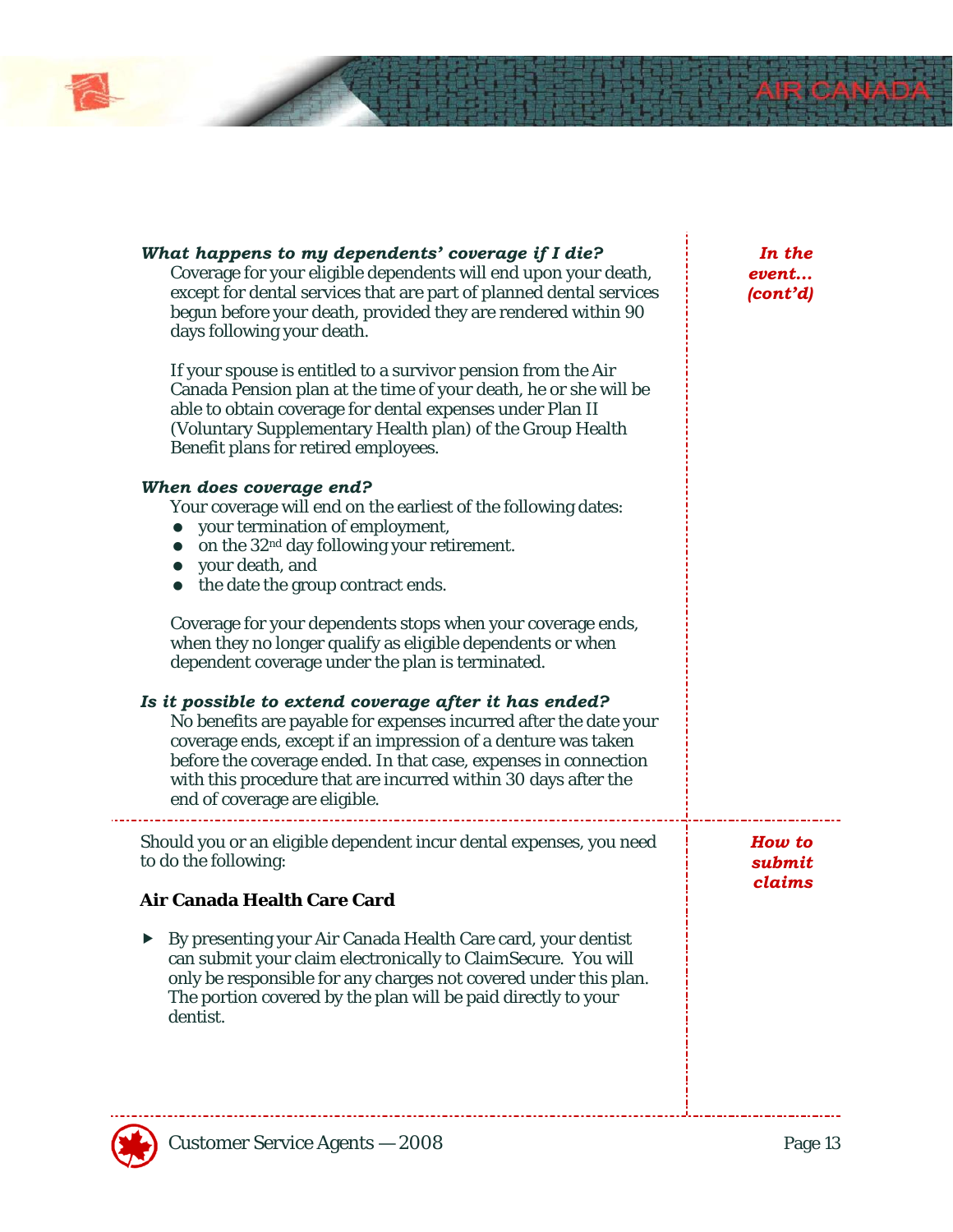*In the event... (cont'd)*

### *What happens to my dependents' coverage if I die?*

Coverage for your eligible dependents will end upon your death, except for dental services that are part of planned dental services begun before your death, provided they are rendered within 90 days following your death.

If your spouse is entitled to a survivor pension from the Air Canada Pension plan at the time of your death, he or she will be able to obtain coverage for dental expenses under Plan II (Voluntary Supplementary Health plan) of the Group Health Benefit plans for retired employees.

### *When does coverage end?*

Your coverage will end on the earliest of the following dates:

- your termination of employment,
- on the 32nd day following your retirement.
- your death, and
- the date the group contract ends.

Coverage for your dependents stops when your coverage ends, when they no longer qualify as eligible dependents or when dependent coverage under the plan is terminated.

### *Is it possible to extend coverage after it has ended?*

No benefits are payable for expenses incurred after the date your coverage ends, except if an impression of a denture was taken before the coverage ended. In that case, expenses in connection with this procedure that are incurred within 30 days after the end of coverage are eligible.

## *How to submit claims*

Should you or an eligible dependent incur dental expenses, you need to do the following:

**Air Canada Health Care Card**

- By presenting your Air Canada Health Care card, your dentist can submit your claim electronically to ClaimSecure. You will only be responsible for any charges not covered under this plan. The portion covered by the plan will be paid directly to your dentist.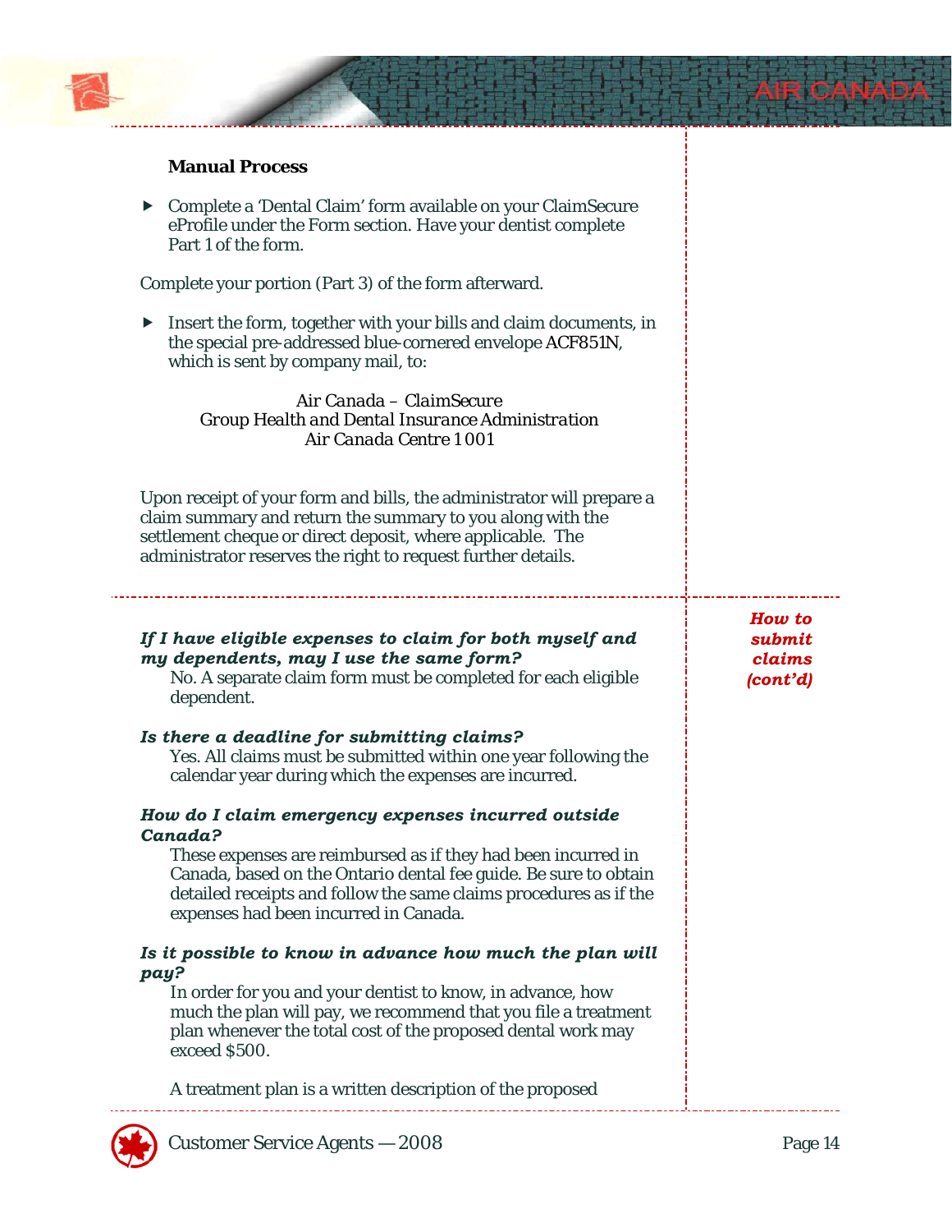**Manual Process**

- Complete a 'Dental Claim' form available on your ClaimSecure eProfile under the Form section. Have your dentist complete Part 1 of the form.

Complete your portion (Part 3) of the form afterward.

- Insert the form, together with your bills and claim documents, in the special pre-addressed blue-cornered envelope ACF851N, which is sent by company mail, to:

*Air Canada – ClaimSecure*
*Group Health and Dental Insurance Administration*
*Air Canada Centre 1001*

Upon receipt of your form and bills, the administrator will prepare a claim summary and return the summary to you along with the settlement cheque or direct deposit, where applicable. The administrator reserves the right to request further details.

## *How to submit claims (cont'd)*

***If I have eligible expenses to claim for both myself and my dependents, may I use the same form?***

No. A separate claim form must be completed for each eligible dependent.

***Is there a deadline for submitting claims?***

Yes. All claims must be submitted within one year following the calendar year during which the expenses are incurred.

***How do I claim emergency expenses incurred outside Canada?***

These expenses are reimbursed as if they had been incurred in Canada, based on the Ontario dental fee guide. Be sure to obtain detailed receipts and follow the same claims procedures as if the expenses had been incurred in Canada.

***Is it possible to know in advance how much the plan will pay?***

In order for you and your dentist to know, in advance, how much the plan will pay, we recommend that you file a treatment plan whenever the total cost of the proposed dental work may exceed $500.

A treatment plan is a written description of the proposed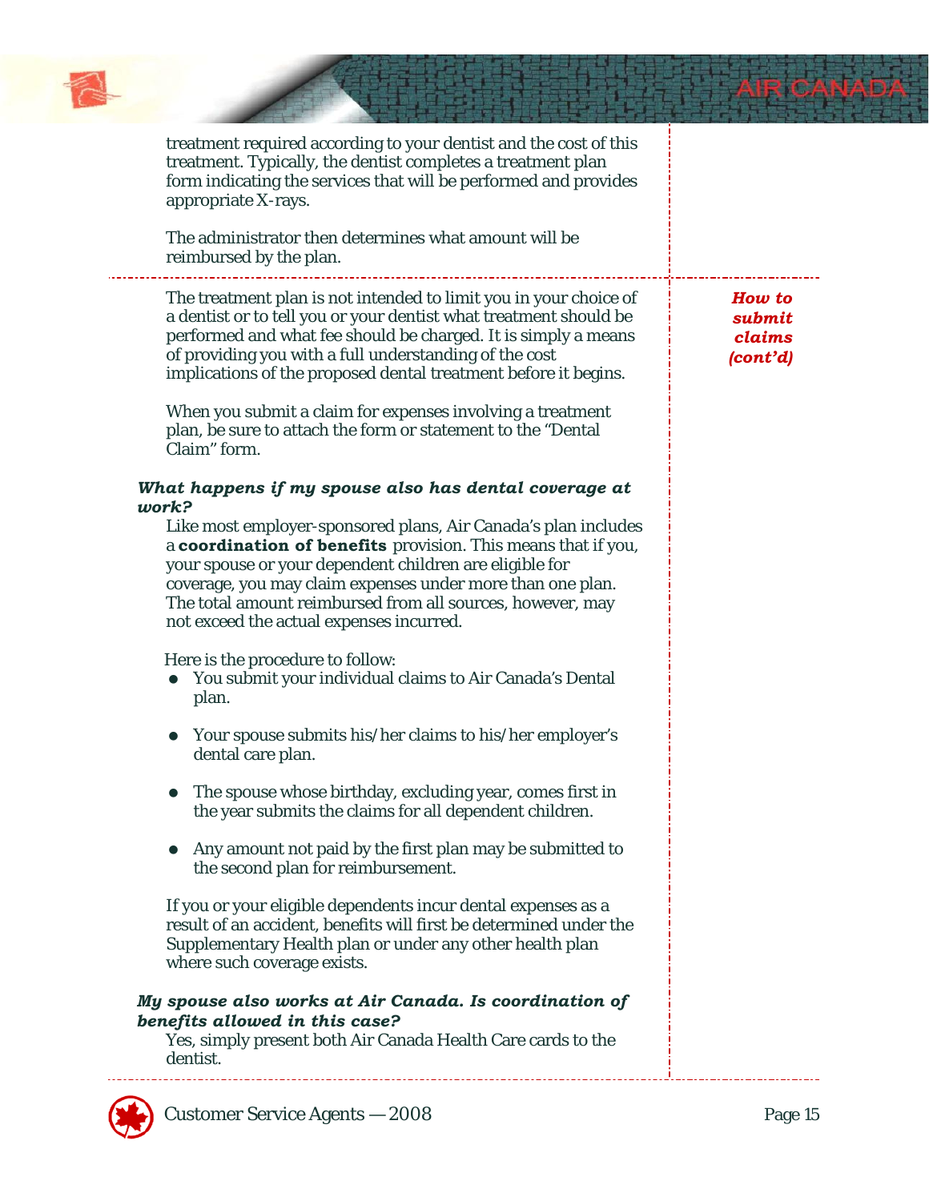treatment required according to your dentist and the cost of this treatment. Typically, the dentist completes a treatment plan form indicating the services that will be performed and provides appropriate X-rays.

The administrator then determines what amount will be reimbursed by the plan.

***How to submit claims (cont'd)***

The treatment plan is not intended to limit you in your choice of a dentist or to tell you or your dentist what treatment should be performed and what fee should be charged. It is simply a means of providing you with a full understanding of the cost implications of the proposed dental treatment before it begins.

When you submit a claim for expenses involving a treatment plan, be sure to attach the form or statement to the "Dental Claim" form.

***What happens if my spouse also has dental coverage at work?***

Like most employer-sponsored plans, Air Canada's plan includes a **coordination of benefits** provision. This means that if you, your spouse or your dependent children are eligible for coverage, you may claim expenses under more than one plan. The total amount reimbursed from all sources, however, may not exceed the actual expenses incurred.

Here is the procedure to follow:

- You submit your individual claims to Air Canada's Dental plan.
- Your spouse submits his/her claims to his/her employer's dental care plan.
- The spouse whose birthday, excluding year, comes first in the year submits the claims for all dependent children.
- Any amount not paid by the first plan may be submitted to the second plan for reimbursement.

If you or your eligible dependents incur dental expenses as a result of an accident, benefits will first be determined under the Supplementary Health plan or under any other health plan where such coverage exists.

***My spouse also works at Air Canada. Is coordination of benefits allowed in this case?***

Yes, simply present both Air Canada Health Care cards to the dentist.